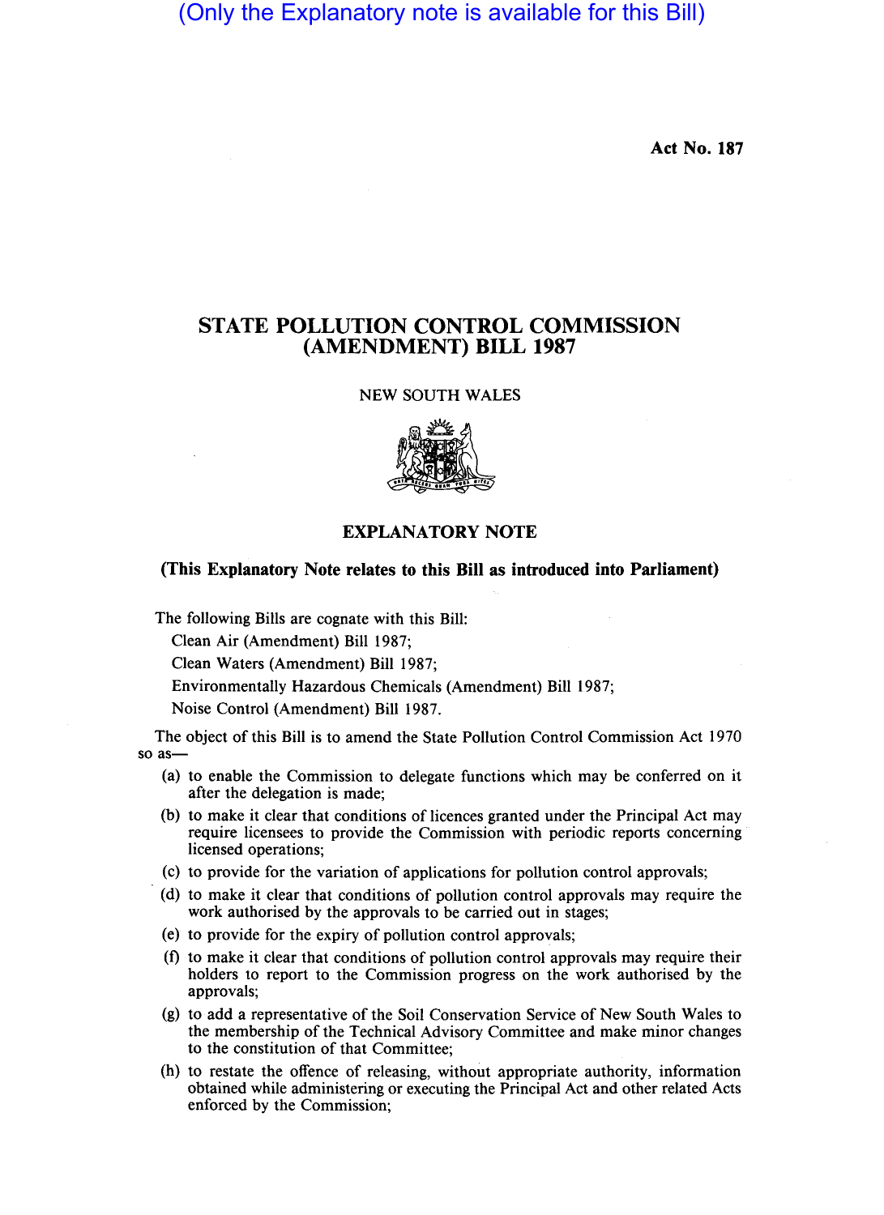(Only the Explanatory note is available for this Bill)

**Act No. 187**

# STATE POLLUTION CONTROL COMMISSION (AMENDMENT) BILL 1987

NEW SOUTH WALES

## EXPLANATORY NOTE

**(This Explanatory Note relates to this Bill as introduced into Parliament)**

The following Bills are cognate with this Bill:

Clean Air (Amendment) Bill 1987;

Clean Waters (Amendment) Bill 1987;

Environmentally Hazardous Chemicals (Amendment) Bill 1987;

Noise Control (Amendment) Bill 1987.

The object of this Bill is to amend the State Pollution Control Commission Act 1970 so as—

(a) to enable the Commission to delegate functions which may be conferred on it after the delegation is made;

(b) to make it clear that conditions of licences granted under the Principal Act may require licensees to provide the Commission with periodic reports concerning licensed operations;

(c) to provide for the variation of applications for pollution control approvals;

(d) to make it clear that conditions of pollution control approvals may require the work authorised by the approvals to be carried out in stages;

(e) to provide for the expiry of pollution control approvals;

(f) to make it clear that conditions of pollution control approvals may require their holders to report to the Commission progress on the work authorised by the approvals;

(g) to add a representative of the Soil Conservation Service of New South Wales to the membership of the Technical Advisory Committee and make minor changes to the constitution of that Committee;

(h) to restate the offence of releasing, without appropriate authority, information obtained while administering or executing the Principal Act and other related Acts enforced by the Commission;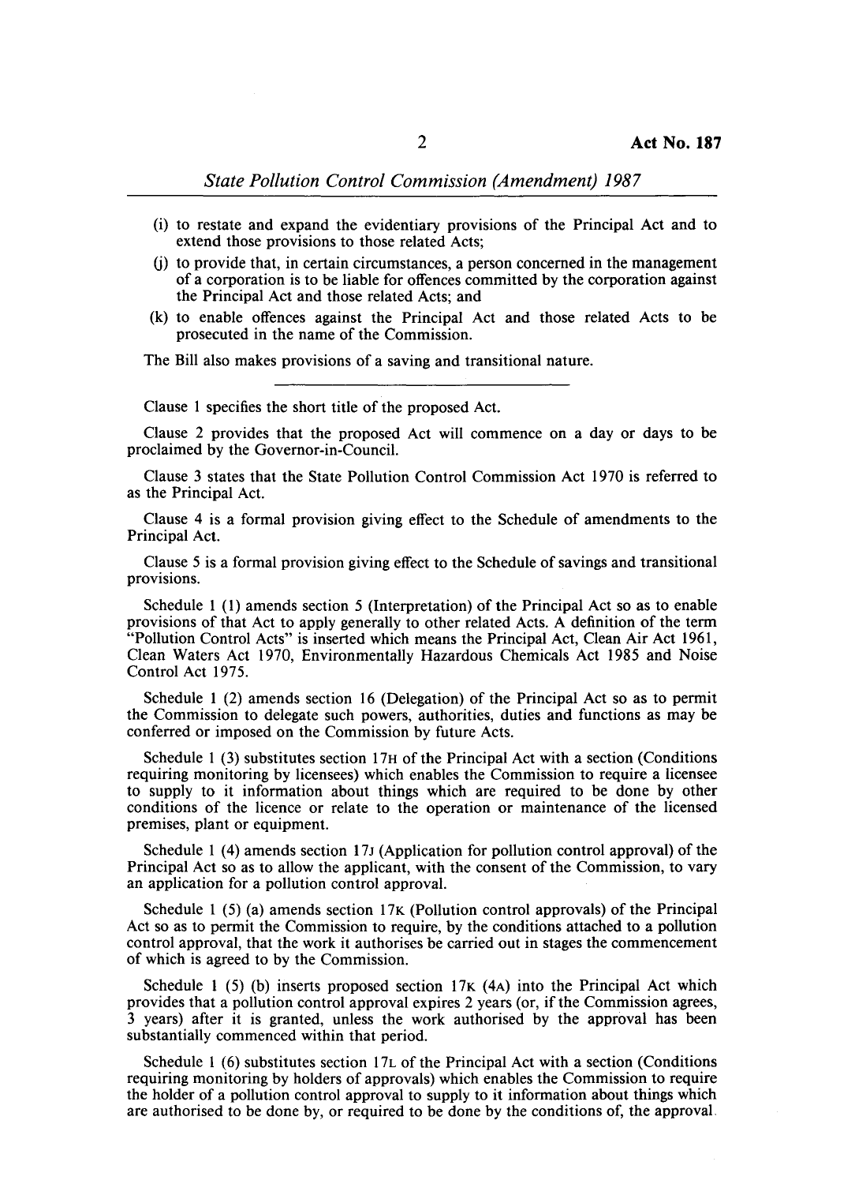(i) to restate and expand the evidentiary provisions of the Principal Act and to extend those provisions to those related Acts;

(j) to provide that, in certain circumstances, a person concerned in the management of a corporation is to be liable for offences committed by the corporation against the Principal Act and those related Acts; and

(k) to enable offences against the Principal Act and those related Acts to be prosecuted in the name of the Commission.

The Bill also makes provisions of a saving and transitional nature.

---

Clause 1 specifies the short title of the proposed Act.

Clause 2 provides that the proposed Act will commence on a day or days to be proclaimed by the Governor-in-Council.

Clause 3 states that the State Pollution Control Commission Act 1970 is referred to as the Principal Act.

Clause 4 is a formal provision giving effect to the Schedule of amendments to the Principal Act.

Clause 5 is a formal provision giving effect to the Schedule of savings and transitional provisions.

Schedule 1 (1) amends section 5 (Interpretation) of the Principal Act so as to enable provisions of that Act to apply generally to other related Acts. A definition of the term "Pollution Control Acts" is inserted which means the Principal Act, Clean Air Act 1961, Clean Waters Act 1970, Environmentally Hazardous Chemicals Act 1985 and Noise Control Act 1975.

Schedule 1 (2) amends section 16 (Delegation) of the Principal Act so as to permit the Commission to delegate such powers, authorities, duties and functions as may be conferred or imposed on the Commission by future Acts.

Schedule 1 (3) substitutes section 17H of the Principal Act with a section (Conditions requiring monitoring by licensees) which enables the Commission to require a licensee to supply to it information about things which are required to be done by other conditions of the licence or relate to the operation or maintenance of the licensed premises, plant or equipment.

Schedule 1 (4) amends section 17J (Application for pollution control approval) of the Principal Act so as to allow the applicant, with the consent of the Commission, to vary an application for a pollution control approval.

Schedule 1 (5) (a) amends section 17K (Pollution control approvals) of the Principal Act so as to permit the Commission to require, by the conditions attached to a pollution control approval, that the work it authorises be carried out in stages the commencement of which is agreed to by the Commission.

Schedule 1 (5) (b) inserts proposed section 17K (4A) into the Principal Act which provides that a pollution control approval expires 2 years (or, if the Commission agrees, 3 years) after it is granted, unless the work authorised by the approval has been substantially commenced within that period.

Schedule 1 (6) substitutes section 17L of the Principal Act with a section (Conditions requiring monitoring by holders of approvals) which enables the Commission to require the holder of a pollution control approval to supply to it information about things which are authorised to be done by, or required to be done by the conditions of, the approval.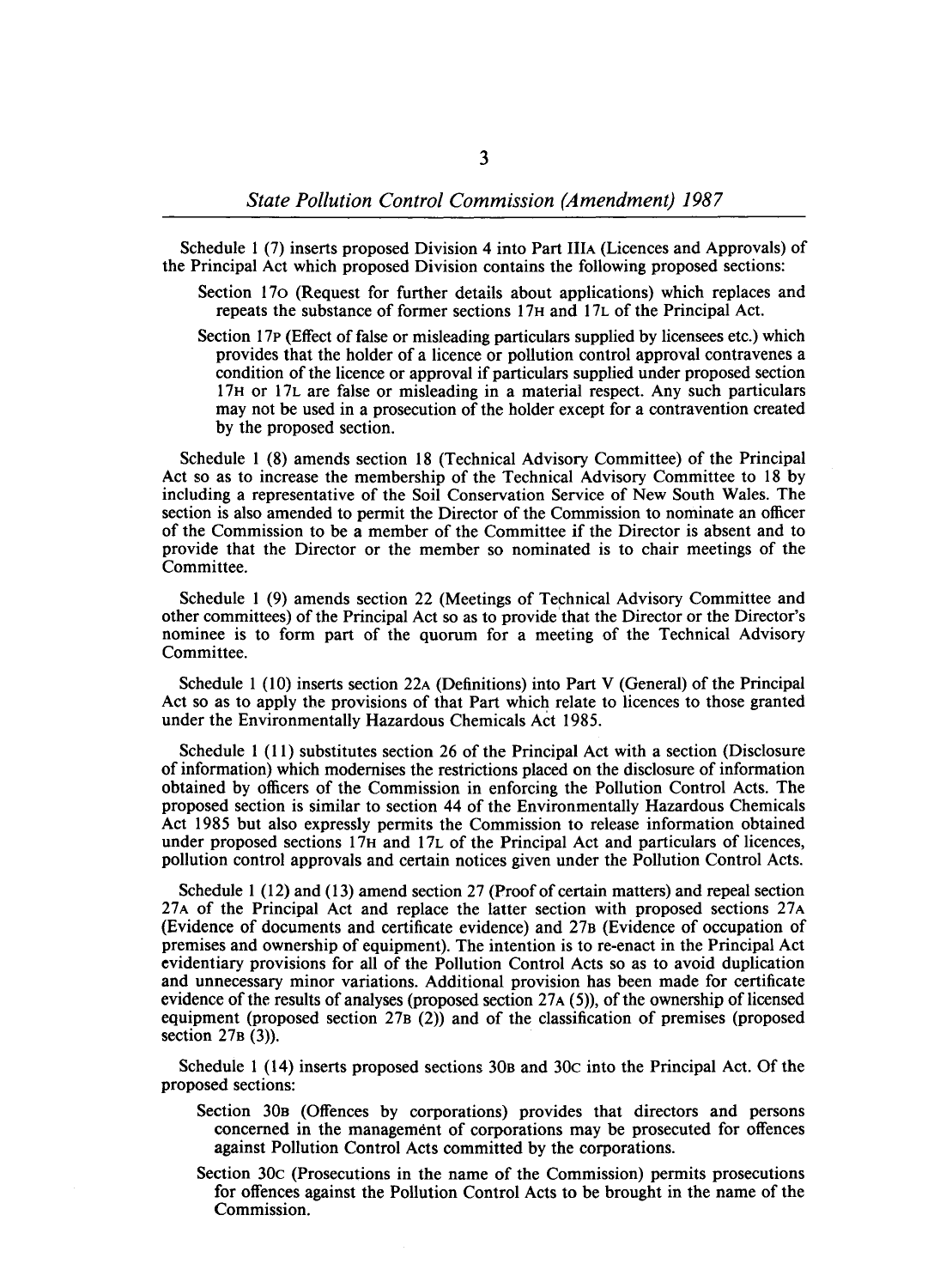Schedule 1 (7) inserts proposed Division 4 into Part IIIA (Licences and Approvals) of the Principal Act which proposed Division contains the following proposed sections:

Section 17O (Request for further details about applications) which replaces and repeats the substance of former sections 17H and 17L of the Principal Act.

Section 17P (Effect of false or misleading particulars supplied by licensees etc.) which provides that the holder of a licence or pollution control approval contravenes a condition of the licence or approval if particulars supplied under proposed section 17H or 17L are false or misleading in a material respect. Any such particulars may not be used in a prosecution of the holder except for a contravention created by the proposed section.

Schedule 1 (8) amends section 18 (Technical Advisory Committee) of the Principal Act so as to increase the membership of the Technical Advisory Committee to 18 by including a representative of the Soil Conservation Service of New South Wales. The section is also amended to permit the Director of the Commission to nominate an officer of the Commission to be a member of the Committee if the Director is absent and to provide that the Director or the member so nominated is to chair meetings of the Committee.

Schedule 1 (9) amends section 22 (Meetings of Technical Advisory Committee and other committees) of the Principal Act so as to provide that the Director or the Director's nominee is to form part of the quorum for a meeting of the Technical Advisory Committee.

Schedule 1 (10) inserts section 22A (Definitions) into Part V (General) of the Principal Act so as to apply the provisions of that Part which relate to licences to those granted under the Environmentally Hazardous Chemicals Act 1985.

Schedule 1 (11) substitutes section 26 of the Principal Act with a section (Disclosure of information) which modernises the restrictions placed on the disclosure of information obtained by officers of the Commission in enforcing the Pollution Control Acts. The proposed section is similar to section 44 of the Environmentally Hazardous Chemicals Act 1985 but also expressly permits the Commission to release information obtained under proposed sections 17H and 17L of the Principal Act and particulars of licences, pollution control approvals and certain notices given under the Pollution Control Acts.

Schedule 1 (12) and (13) amend section 27 (Proof of certain matters) and repeal section 27A of the Principal Act and replace the latter section with proposed sections 27A (Evidence of documents and certificate evidence) and 27B (Evidence of occupation of premises and ownership of equipment). The intention is to re-enact in the Principal Act evidentiary provisions for all of the Pollution Control Acts so as to avoid duplication and unnecessary minor variations. Additional provision has been made for certificate evidence of the results of analyses (proposed section 27A (5)), of the ownership of licensed equipment (proposed section 27B (2)) and of the classification of premises (proposed section 27B (3)).

Schedule 1 (14) inserts proposed sections 30B and 30C into the Principal Act. Of the proposed sections:

Section 30B (Offences by corporations) provides that directors and persons concerned in the management of corporations may be prosecuted for offences against Pollution Control Acts committed by the corporations.

Section 30C (Prosecutions in the name of the Commission) permits prosecutions for offences against the Pollution Control Acts to be brought in the name of the Commission.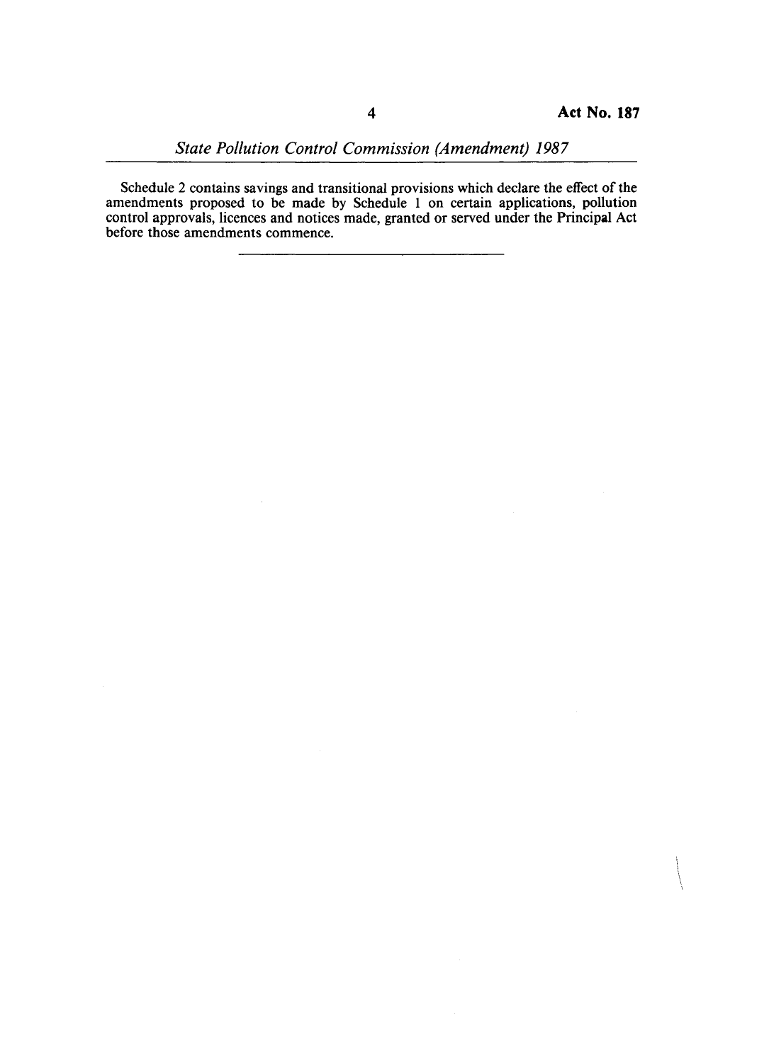Schedule 2 contains savings and transitional provisions which declare the effect of the amendments proposed to be made by Schedule 1 on certain applications, pollution control approvals, licences and notices made, granted or served under the Principal Act before those amendments commence.